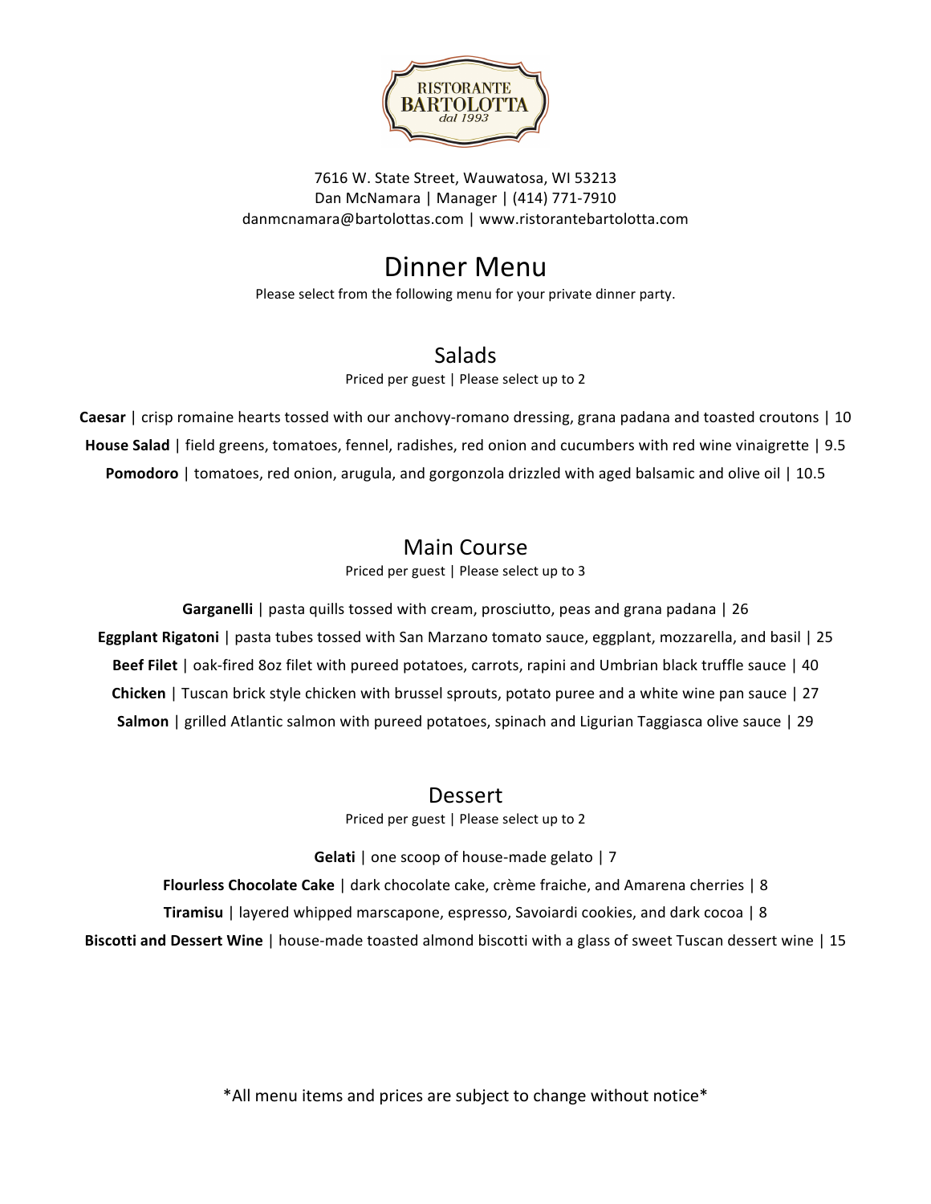RISTORANTE BARTOLOTTA
dal 1993

7616 W. State Street, Wauwatosa, WI 53213
Dan McNamara | Manager | (414) 771-7910
danmcnamara@bartolottas.com | www.ristorantebartolotta.com

# Dinner Menu

Please select from the following menu for your private dinner party.

## Salads

Priced per guest | Please select up to 2

**Caesar** | crisp romaine hearts tossed with our anchovy-romano dressing, grana padana and toasted croutons | 10

**House Salad** | field greens, tomatoes, fennel, radishes, red onion and cucumbers with red wine vinaigrette | 9.5

**Pomodoro** | tomatoes, red onion, arugula, and gorgonzola drizzled with aged balsamic and olive oil | 10.5

## Main Course

Priced per guest | Please select up to 3

**Garganelli** | pasta quills tossed with cream, prosciutto, peas and grana padana | 26

**Eggplant Rigatoni** | pasta tubes tossed with San Marzano tomato sauce, eggplant, mozzarella, and basil | 25

**Beef Filet** | oak-fired 8oz filet with pureed potatoes, carrots, rapini and Umbrian black truffle sauce | 40

**Chicken** | Tuscan brick style chicken with brussel sprouts, potato puree and a white wine pan sauce | 27

**Salmon** | grilled Atlantic salmon with pureed potatoes, spinach and Ligurian Taggiasca olive sauce | 29

## Dessert

Priced per guest | Please select up to 2

**Gelati** | one scoop of house-made gelato | 7

**Flourless Chocolate Cake** | dark chocolate cake, crème fraiche, and Amarena cherries | 8

**Tiramisu** | layered whipped marscapone, espresso, Savoiardi cookies, and dark cocoa | 8

**Biscotti and Dessert Wine** | house-made toasted almond biscotti with a glass of sweet Tuscan dessert wine | 15

*All menu items and prices are subject to change without notice*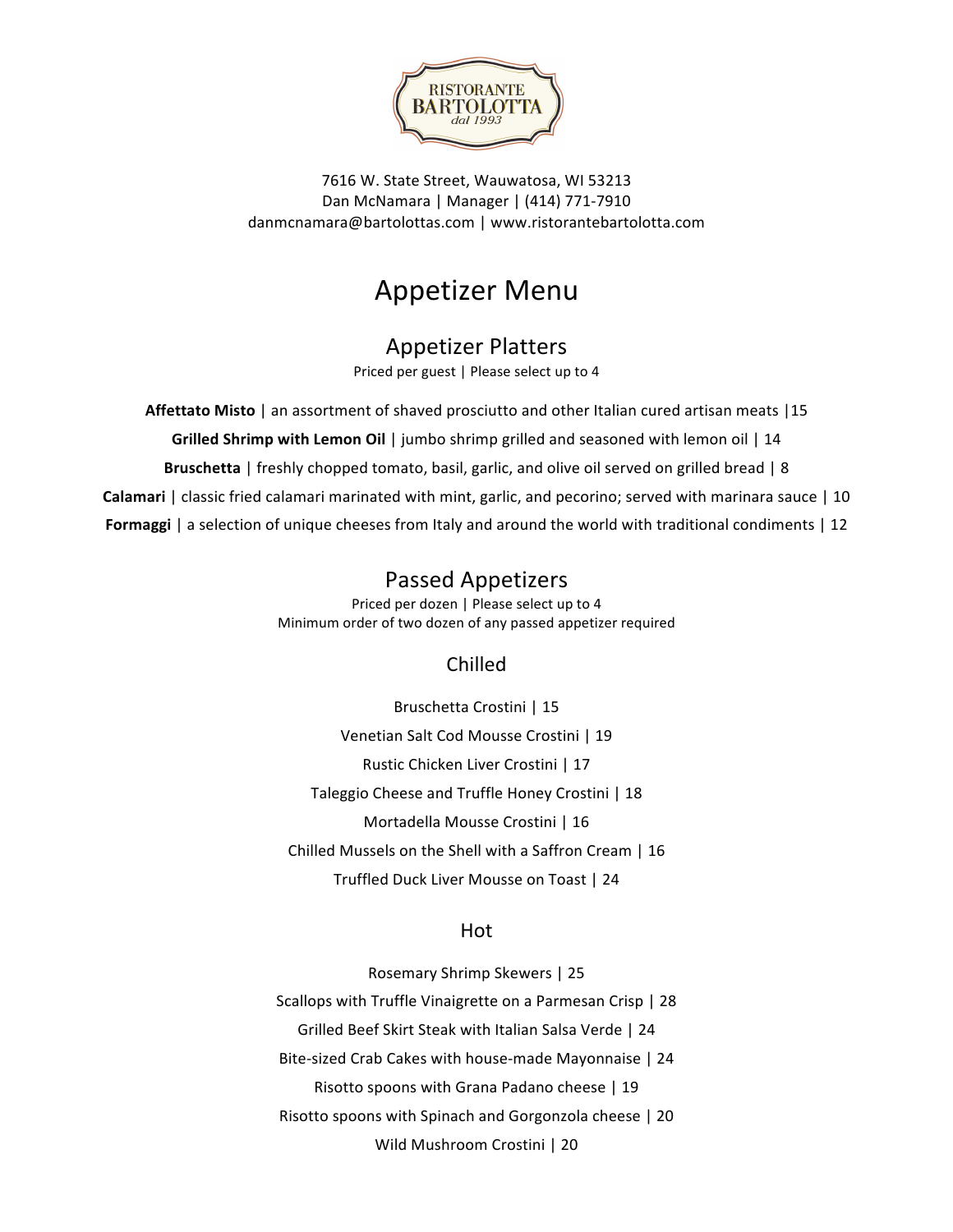RISTORANTE BARTOLOTTA
dal 1993

7616 W. State Street, Wauwatosa, WI 53213
Dan McNamara | Manager | (414) 771-7910
danmcnamara@bartolottas.com | www.ristorantebartolotta.com

# Appetizer Menu

## Appetizer Platters

Priced per guest | Please select up to 4

**Affettato Misto** | an assortment of shaved prosciutto and other Italian cured artisan meats |15

**Grilled Shrimp with Lemon Oil** | jumbo shrimp grilled and seasoned with lemon oil | 14

**Bruschetta** | freshly chopped tomato, basil, garlic, and olive oil served on grilled bread | 8

**Calamari** | classic fried calamari marinated with mint, garlic, and pecorino; served with marinara sauce | 10

**Formaggi** | a selection of unique cheeses from Italy and around the world with traditional condiments | 12

## Passed Appetizers

Priced per dozen | Please select up to 4
Minimum order of two dozen of any passed appetizer required

### Chilled

Bruschetta Crostini | 15

Venetian Salt Cod Mousse Crostini | 19

Rustic Chicken Liver Crostini | 17

Taleggio Cheese and Truffle Honey Crostini | 18

Mortadella Mousse Crostini | 16

Chilled Mussels on the Shell with a Saffron Cream | 16

Truffled Duck Liver Mousse on Toast | 24

### Hot

Rosemary Shrimp Skewers | 25

Scallops with Truffle Vinaigrette on a Parmesan Crisp | 28

Grilled Beef Skirt Steak with Italian Salsa Verde | 24

Bite-sized Crab Cakes with house-made Mayonnaise | 24

Risotto spoons with Grana Padano cheese | 19

Risotto spoons with Spinach and Gorgonzola cheese | 20

Wild Mushroom Crostini | 20